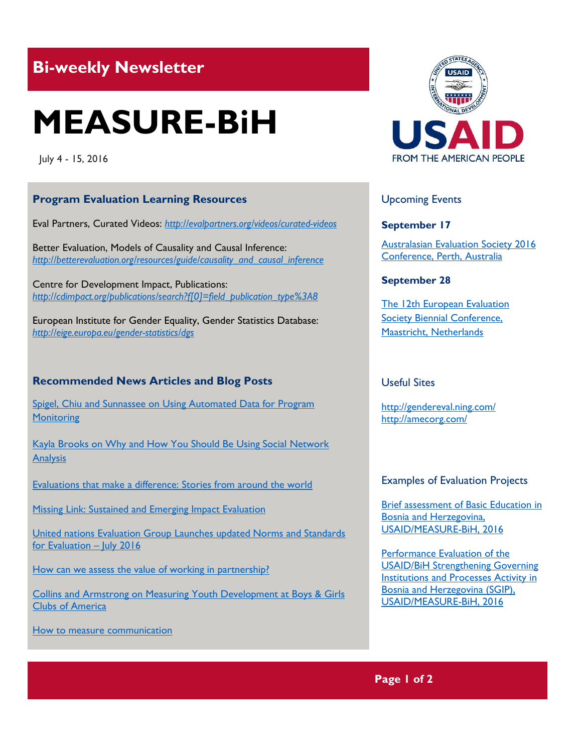## Bi-weekly Newsletter

# MEASURE-BiH

July 4 - 15, 2016

### Program Evaluation Learning Resources

Eval Partners, Curated Videos: *http://evalpartners.org/videos/curated-videos*

Better Evaluation, Models of Causality and Causal Inference: *http://betterevaluation.org/resources/guide/causality_and_causal_inference*

Centre for Development Impact, Publications: *http://cdimpact.org/publications/search?f[0]=field_publication_type%3A8*

European Institute for Gender Equality, Gender Statistics Database: *http://eige.europa.eu/gender-statistics/dgs*

### Recommended News Articles and Blog Posts

Spigel, Chiu and Sunnassee on Using Automated Data for Program Monitoring

Kayla Brooks on Why and How You Should Be Using Social Network Analysis

Evaluations that make a difference: Stories from around the world

Missing Link: Sustained and Emerging Impact Evaluation

United nations Evaluation Group Launches updated Norms and Standards for Evaluation – July 2016

How can we assess the value of working in partnership?

Collins and Armstrong on Measuring Youth Development at Boys & Girls Clubs of America

How to measure communication

### Upcoming Events

**September 17**

Australasian Evaluation Society 2016 Conference, Perth, Australia

**September 28**

The 12th European Evaluation Society Biennial Conference, Maastricht, Netherlands

### Useful Sites

http://gendereval.ning.com/
http://amecorg.com/

### Examples of Evaluation Projects

Brief assessment of Basic Education in Bosnia and Herzegovina, USAID/MEASURE-BiH, 2016

Performance Evaluation of the USAID/BiH Strengthening Governing Institutions and Processes Activity in Bosnia and Herzegovina (SGIP), USAID/MEASURE-BiH, 2016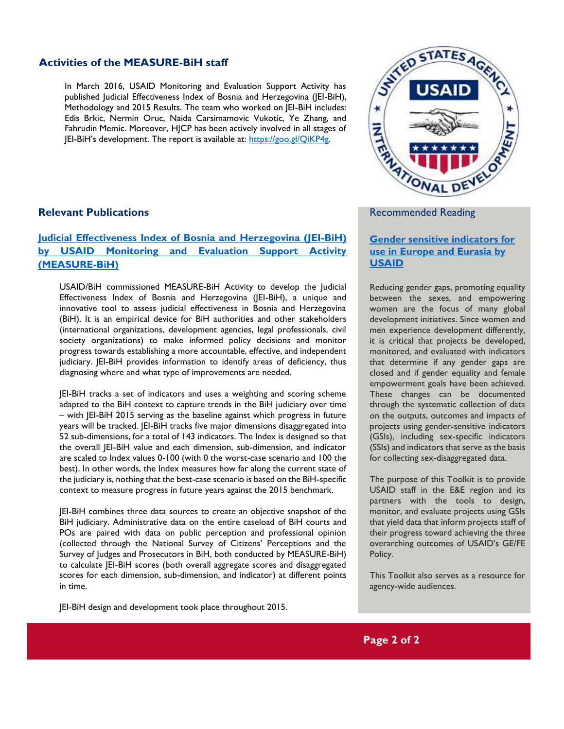## Activities of the MEASURE-BiH staff

In March 2016, USAID Monitoring and Evaluation Support Activity has published Judicial Effectiveness Index of Bosnia and Herzegovina (JEI-BiH), Methodology and 2015 Results. The team who worked on JEI-BiH includes: Edis Brkic, Nermin Oruc, Naida Carsimamovic Vukotic, Ye Zhang, and Fahrudin Memic. Moreover, HJCP has been actively involved in all stages of JEI-BiH's development. The report is available at: https://goo.gl/QiKP4g.

## Relevant Publications

### Judicial Effectiveness Index of Bosnia and Herzegovina (JEI-BiH) by USAID Monitoring and Evaluation Support Activity (MEASURE-BiH)

USAID/BiH commissioned MEASURE-BiH Activity to develop the Judicial Effectiveness Index of Bosnia and Herzegovina (JEI-BiH), a unique and innovative tool to assess judicial effectiveness in Bosnia and Herzegovina (BiH). It is an empirical device for BiH authorities and other stakeholders (international organizations, development agencies, legal professionals, civil society organizations) to make informed policy decisions and monitor progress towards establishing a more accountable, effective, and independent judiciary. JEI-BiH provides information to identify areas of deficiency, thus diagnosing where and what type of improvements are needed.

JEI-BiH tracks a set of indicators and uses a weighting and scoring scheme adapted to the BiH context to capture trends in the BiH judiciary over time – with JEI-BiH 2015 serving as the baseline against which progress in future years will be tracked. JEI-BiH tracks five major dimensions disaggregated into 52 sub-dimensions, for a total of 143 indicators. The Index is designed so that the overall JEI-BiH value and each dimension, sub-dimension, and indicator are scaled to Index values 0-100 (with 0 the worst-case scenario and 100 the best). In other words, the Index measures how far along the current state of the judiciary is, nothing that the best-case scenario is based on the BiH-specific context to measure progress in future years against the 2015 benchmark.

JEI-BiH combines three data sources to create an objective snapshot of the BiH judiciary. Administrative data on the entire caseload of BiH courts and POs are paired with data on public perception and professional opinion (collected through the National Survey of Citizens' Perceptions and the Survey of Judges and Prosecutors in BiH, both conducted by MEASURE-BiH) to calculate JEI-BiH scores (both overall aggregate scores and disaggregated scores for each dimension, sub-dimension, and indicator) at different points in time.

JEI-BiH design and development took place throughout 2015.

## Recommended Reading

### Gender sensitive indicators for use in Europe and Eurasia by USAID

Reducing gender gaps, promoting equality between the sexes, and empowering women are the focus of many global development initiatives. Since women and men experience development differently, it is critical that projects be developed, monitored, and evaluated with indicators that determine if any gender gaps are closed and if gender equality and female empowerment goals have been achieved. These changes can be documented through the systematic collection of data on the outputs, outcomes and impacts of projects using gender-sensitive indicators (GSIs), including sex-specific indicators (SSIs) and indicators that serve as the basis for collecting sex-disaggregated data.

The purpose of this Toolkit is to provide USAID staff in the E&E region and its partners with the tools to design, monitor, and evaluate projects using GSIs that yield data that inform projects staff of their progress toward achieving the three overarching outcomes of USAID's GE/FE Policy.

This Toolkit also serves as a resource for agency-wide audiences.